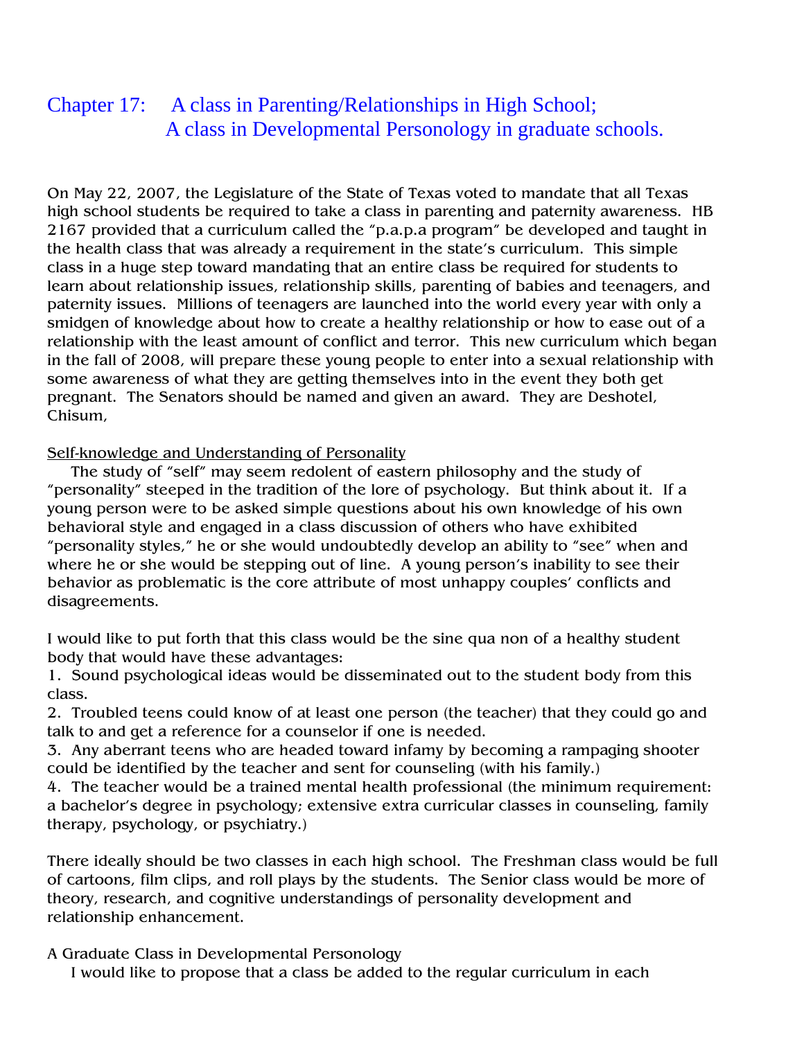# Chapter 17: A class in Parenting/Relationships in High School; A class in Developmental Personology in graduate schools.

On May 22, 2007, the Legislature of the State of Texas voted to mandate that all Texas high school students be required to take a class in parenting and paternity awareness. HB 2167 provided that a curriculum called the "p.a.p.a program" be developed and taught in the health class that was already a requirement in the state's curriculum. This simple class in a huge step toward mandating that an entire class be required for students to learn about relationship issues, relationship skills, parenting of babies and teenagers, and paternity issues. Millions of teenagers are launched into the world every year with only a smidgen of knowledge about how to create a healthy relationship or how to ease out of a relationship with the least amount of conflict and terror. This new curriculum which began in the fall of 2008, will prepare these young people to enter into a sexual relationship with some awareness of what they are getting themselves into in the event they both get pregnant. The Senators should be named and given an award. They are Deshotel, Chisum,

<u>Self-knowledge and Understanding of Personality</u>

The study of "self" may seem redolent of eastern philosophy and the study of "personality" steeped in the tradition of the lore of psychology. But think about it. If a young person were to be asked simple questions about his own knowledge of his own behavioral style and engaged in a class discussion of others who have exhibited "personality styles," he or she would undoubtedly develop an ability to "see" when and where he or she would be stepping out of line. A young person's inability to see their behavior as problematic is the core attribute of most unhappy couples' conflicts and disagreements.

I would like to put forth that this class would be the sine qua non of a healthy student body that would have these advantages:

1. Sound psychological ideas would be disseminated out to the student body from this class.
2. Troubled teens could know of at least one person (the teacher) that they could go and talk to and get a reference for a counselor if one is needed.
3. Any aberrant teens who are headed toward infamy by becoming a rampaging shooter could be identified by the teacher and sent for counseling (with his family.)
4. The teacher would be a trained mental health professional (the minimum requirement: a bachelor's degree in psychology; extensive extra curricular classes in counseling, family therapy, psychology, or psychiatry.)

There ideally should be two classes in each high school. The Freshman class would be full of cartoons, film clips, and roll plays by the students. The Senior class would be more of theory, research, and cognitive understandings of personality development and relationship enhancement.

A Graduate Class in Developmental Personology

I would like to propose that a class be added to the regular curriculum in each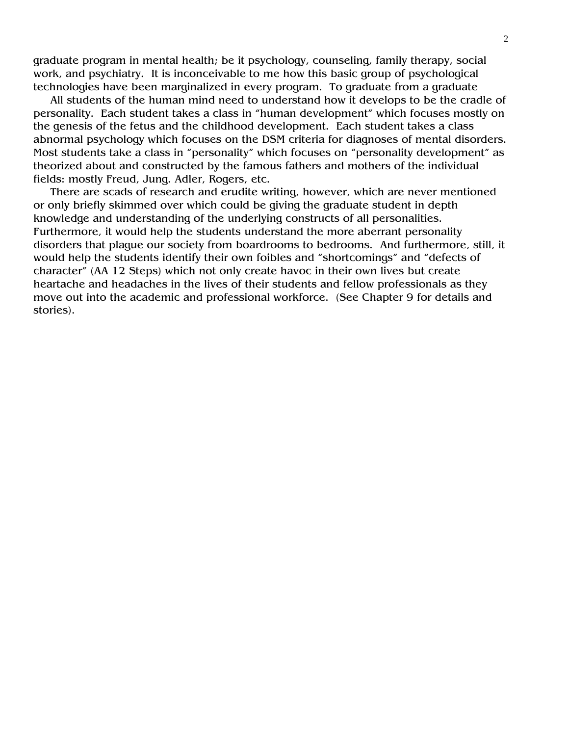graduate program in mental health; be it psychology, counseling, family therapy, social work, and psychiatry. It is inconceivable to me how this basic group of psychological technologies have been marginalized in every program. To graduate from a graduate

All students of the human mind need to understand how it develops to be the cradle of personality. Each student takes a class in "human development" which focuses mostly on the genesis of the fetus and the childhood development. Each student takes a class abnormal psychology which focuses on the DSM criteria for diagnoses of mental disorders. Most students take a class in "personality" which focuses on "personality development" as theorized about and constructed by the famous fathers and mothers of the individual fields: mostly Freud, Jung. Adler, Rogers, etc.

There are scads of research and erudite writing, however, which are never mentioned or only briefly skimmed over which could be giving the graduate student in depth knowledge and understanding of the underlying constructs of all personalities. Furthermore, it would help the students understand the more aberrant personality disorders that plague our society from boardrooms to bedrooms. And furthermore, still, it would help the students identify their own foibles and "shortcomings" and "defects of character" (AA 12 Steps) which not only create havoc in their own lives but create heartache and headaches in the lives of their students and fellow professionals as they move out into the academic and professional workforce. (See Chapter 9 for details and stories).